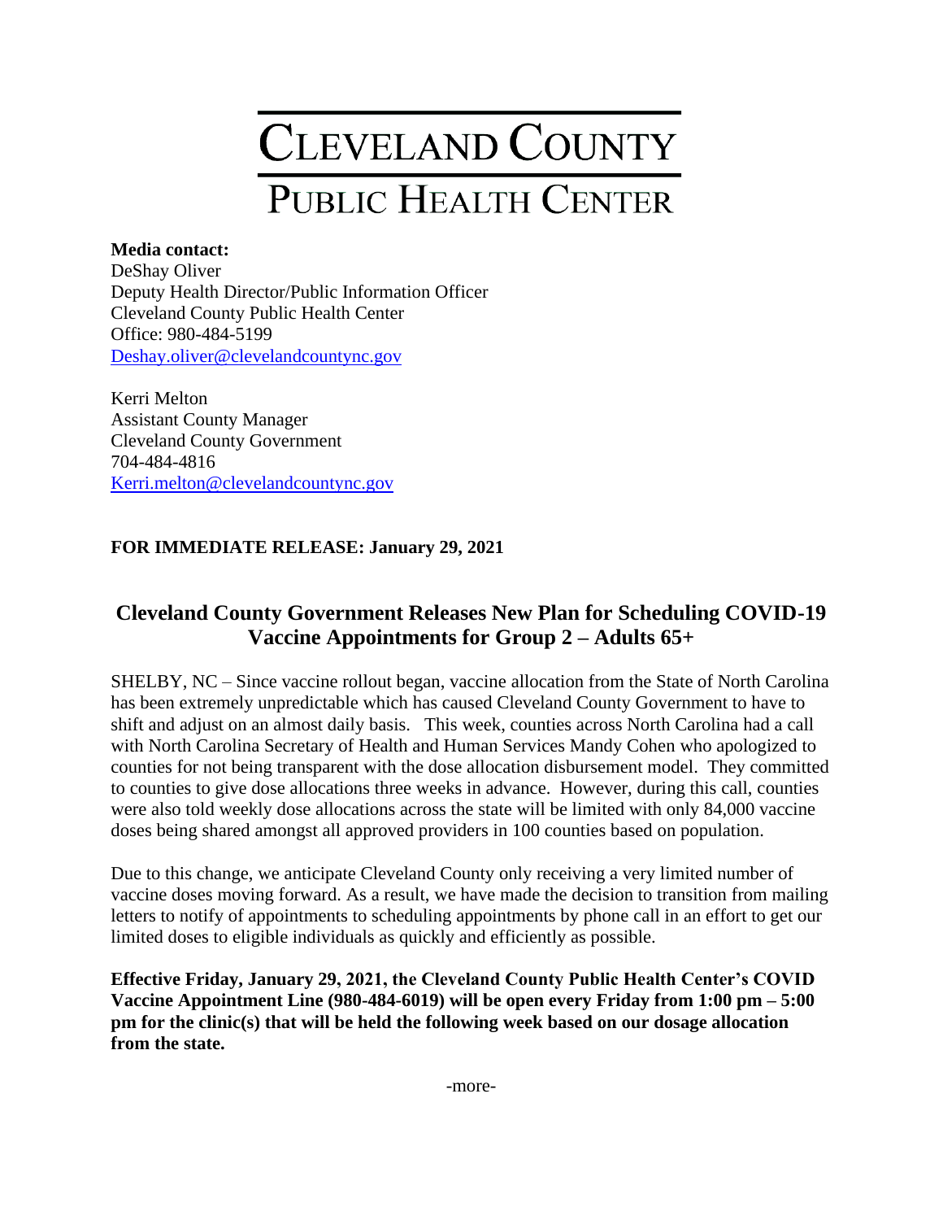# CLEVELAND COUNTY

## PUBLIC HEALTH CENTER

**Media contact:**
DeShay Oliver
Deputy Health Director/Public Information Officer
Cleveland County Public Health Center
Office: 980-484-5199
Deshay.oliver@clevelandcountync.gov

Kerri Melton
Assistant County Manager
Cleveland County Government
704-484-4816
Kerri.melton@clevelandcountync.gov

**FOR IMMEDIATE RELEASE: January 29, 2021**

## Cleveland County Government Releases New Plan for Scheduling COVID-19 Vaccine Appointments for Group 2 – Adults 65+

SHELBY, NC – Since vaccine rollout began, vaccine allocation from the State of North Carolina has been extremely unpredictable which has caused Cleveland County Government to have to shift and adjust on an almost daily basis. This week, counties across North Carolina had a call with North Carolina Secretary of Health and Human Services Mandy Cohen who apologized to counties for not being transparent with the dose allocation disbursement model. They committed to counties to give dose allocations three weeks in advance. However, during this call, counties were also told weekly dose allocations across the state will be limited with only 84,000 vaccine doses being shared amongst all approved providers in 100 counties based on population.

Due to this change, we anticipate Cleveland County only receiving a very limited number of vaccine doses moving forward. As a result, we have made the decision to transition from mailing letters to notify of appointments to scheduling appointments by phone call in an effort to get our limited doses to eligible individuals as quickly and efficiently as possible.

**Effective Friday, January 29, 2021, the Cleveland County Public Health Center's COVID Vaccine Appointment Line (980-484-6019) will be open every Friday from 1:00 pm – 5:00 pm for the clinic(s) that will be held the following week based on our dosage allocation from the state.**

-more-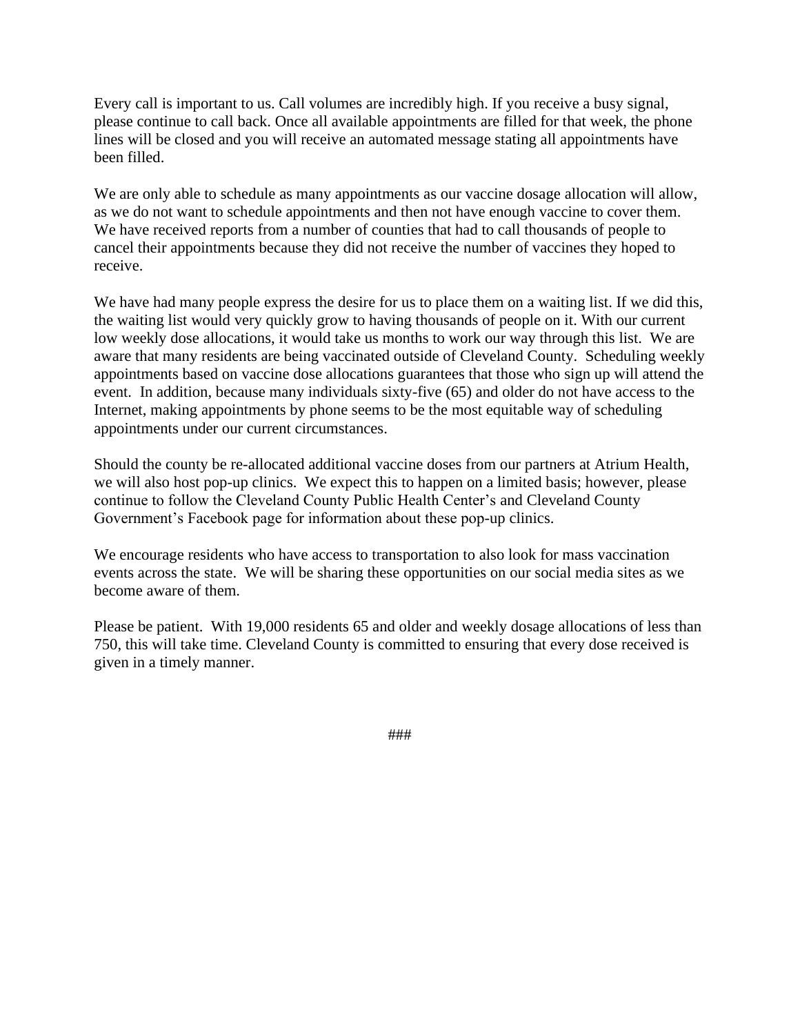Every call is important to us. Call volumes are incredibly high. If you receive a busy signal, please continue to call back. Once all available appointments are filled for that week, the phone lines will be closed and you will receive an automated message stating all appointments have been filled.

We are only able to schedule as many appointments as our vaccine dosage allocation will allow, as we do not want to schedule appointments and then not have enough vaccine to cover them. We have received reports from a number of counties that had to call thousands of people to cancel their appointments because they did not receive the number of vaccines they hoped to receive.

We have had many people express the desire for us to place them on a waiting list. If we did this, the waiting list would very quickly grow to having thousands of people on it. With our current low weekly dose allocations, it would take us months to work our way through this list. We are aware that many residents are being vaccinated outside of Cleveland County. Scheduling weekly appointments based on vaccine dose allocations guarantees that those who sign up will attend the event. In addition, because many individuals sixty-five (65) and older do not have access to the Internet, making appointments by phone seems to be the most equitable way of scheduling appointments under our current circumstances.

Should the county be re-allocated additional vaccine doses from our partners at Atrium Health, we will also host pop-up clinics. We expect this to happen on a limited basis; however, please continue to follow the Cleveland County Public Health Center's and Cleveland County Government's Facebook page for information about these pop-up clinics.

We encourage residents who have access to transportation to also look for mass vaccination events across the state. We will be sharing these opportunities on our social media sites as we become aware of them.

Please be patient. With 19,000 residents 65 and older and weekly dosage allocations of less than 750, this will take time. Cleveland County is committed to ensuring that every dose received is given in a timely manner.

###